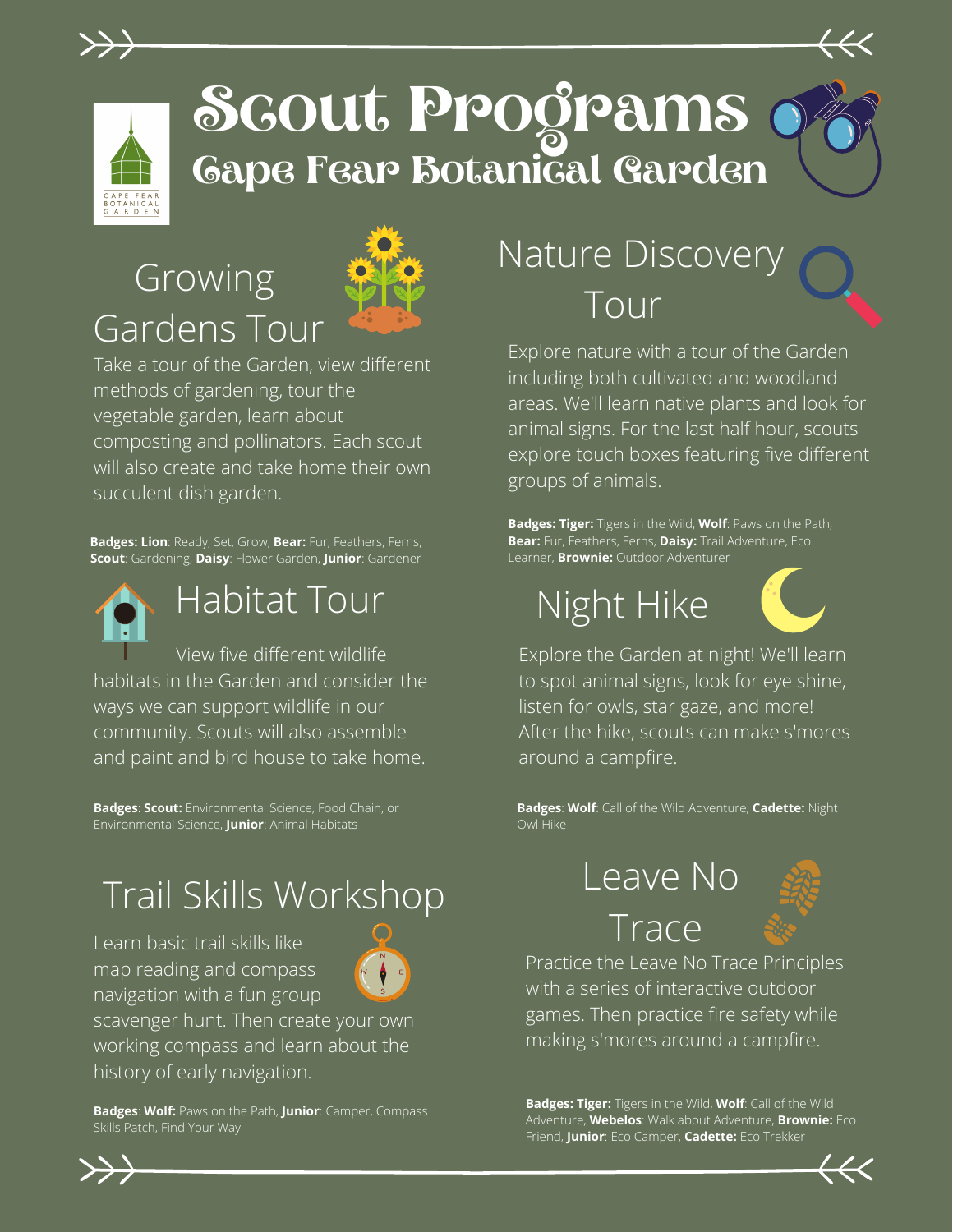# Scout Programs

## Cape Fear Botanical Garden

### Growing Gardens Tour

Take a tour of the Garden, view different methods of gardening, tour the vegetable garden, learn about composting and pollinators. Each scout will also create and take home their own succulent dish garden.

**Badges: Lion**: Ready, Set, Grow, **Bear:** Fur, Feathers, Ferns, **Scout**: Gardening, **Daisy**: Flower Garden, **Junior**: Gardener

### Habitat Tour

View five different wildlife habitats in the Garden and consider the ways we can support wildlife in our community. Scouts will also assemble and paint and bird house to take home.

**Badges**: **Scout:** Environmental Science, Food Chain, or Environmental Science, **Junior**: Animal Habitats

### Trail Skills Workshop

Learn basic trail skills like map reading and compass navigation with a fun group scavenger hunt. Then create your own working compass and learn about the history of early navigation.

**Badges**: **Wolf:** Paws on the Path, **Junior**: Camper, Compass Skills Patch, Find Your Way

### Nature Discovery Tour

Explore nature with a tour of the Garden including both cultivated and woodland areas. We'll learn native plants and look for animal signs. For the last half hour, scouts explore touch boxes featuring five different groups of animals.

**Badges: Tiger:** Tigers in the Wild, **Wolf**: Paws on the Path, **Bear:** Fur, Feathers, Ferns, **Daisy:** Trail Adventure, Eco Learner, **Brownie:** Outdoor Adventurer

### Night Hike

Explore the Garden at night! We'll learn to spot animal signs, look for eye shine, listen for owls, star gaze, and more! After the hike, scouts can make s'mores around a campfire.

**Badges**: **Wolf**: Call of the Wild Adventure, **Cadette:** Night Owl Hike

### Leave No Trace

Practice the Leave No Trace Principles with a series of interactive outdoor games. Then practice fire safety while making s'mores around a campfire.

**Badges: Tiger:** Tigers in the Wild, **Wolf**: Call of the Wild Adventure, **Webelos**: Walk about Adventure, **Brownie:** Eco Friend, **Junior**: Eco Camper, **Cadette:** Eco Trekker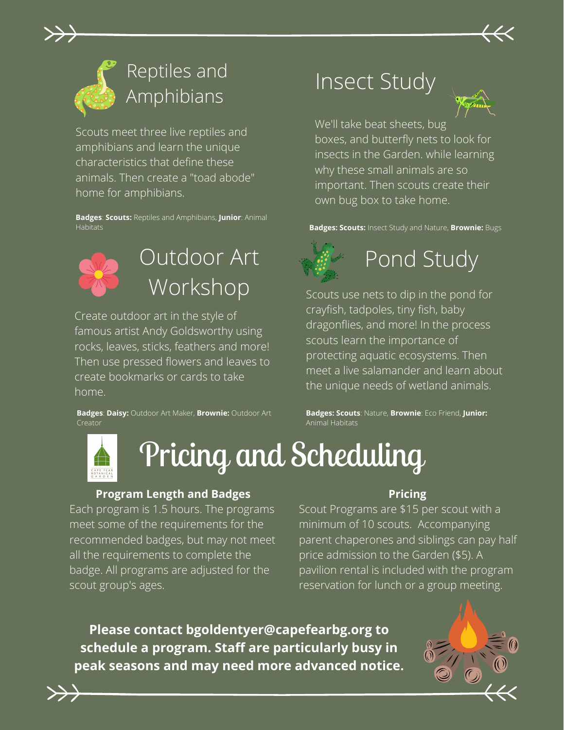## Reptiles and Amphibians

Scouts meet three live reptiles and amphibians and learn the unique characteristics that define these animals. Then create a "toad abode" home for amphibians.

**Badges**: **Scouts:** Reptiles and Amphibians, **Junior**: Animal Habitats

## Insect Study

We'll take beat sheets, bug boxes, and butterfly nets to look for insects in the Garden. while learning why these small animals are so important. Then scouts create their own bug box to take home.

**Badges: Scouts:** Insect Study and Nature, **Brownie:** Bugs

## Outdoor Art Workshop

Create outdoor art in the style of famous artist Andy Goldsworthy using rocks, leaves, sticks, feathers and more! Then use pressed flowers and leaves to create bookmarks or cards to take home.

**Badges**: **Daisy:** Outdoor Art Maker, **Brownie:** Outdoor Art Creator

## Pond Study

Scouts use nets to dip in the pond for crayfish, tadpoles, tiny fish, baby dragonflies, and more! In the process scouts learn the importance of protecting aquatic ecosystems. Then meet a live salamander and learn about the unique needs of wetland animals.

**Badges: Scouts**: Nature, **Brownie**: Eco Friend, **Junior:** Animal Habitats

# Pricing and Scheduling

### Program Length and Badges

Each program is 1.5 hours. The programs meet some of the requirements for the recommended badges, but may not meet all the requirements to complete the badge. All programs are adjusted for the scout group's ages.

### Pricing

Scout Programs are $15 per scout with a minimum of 10 scouts. Accompanying parent chaperones and siblings can pay half price admission to the Garden ($5). A pavilion rental is included with the program reservation for lunch or a group meeting.

**Please contact bgoldentyer@capefearbg.org to schedule a program. Staff are particularly busy in peak seasons and may need more advanced notice.**